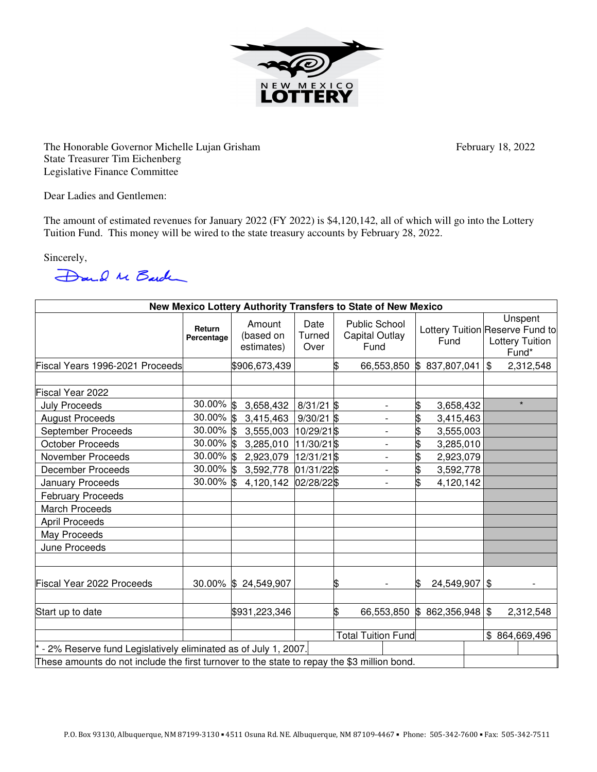NEW MEXICO LOTTERY

The Honorable Governor Michelle Lujan Grisham
State Treasurer Tim Eichenberg
Legislative Finance Committee

February 18, 2022

Dear Ladies and Gentlemen:

The amount of estimated revenues for January 2022 (FY 2022) is $4,120,142, all of which will go into the Lottery Tuition Fund. This money will be wired to the state treasury accounts by February 28, 2022.

Sincerely,

David M Barden

| New Mexico Lottery Authority Transfers to State of New Mexico | | | | | | |
|---|---|---|---|---|---|---|
| | **Return Percentage** | Amount (based on estimates) | Date Turned Over | Public School Capital Outlay Fund | Lottery Tuition Fund | Unspent Reserve Fund to Lottery Tuition Fund* |
| Fiscal Years 1996-2021 Proceeds | | $906,673,439 | | $ 66,553,850 | $ 837,807,041 | $ 2,312,548 |
| | | | | | | |
| Fiscal Year 2022 | | | | | | |
| July Proceeds | 30.00% | $ 3,658,432 | 8/31/21 | $ - | $ 3,658,432 | * |
| August Proceeds | 30.00% | $ 3,415,463 | 9/30/21 | $ - | $ 3,415,463 | |
| September Proceeds | 30.00% | $ 3,555,003 | 10/29/21 | $ - | $ 3,555,003 | |
| October Proceeds | 30.00% | $ 3,285,010 | 11/30/21 | $ - | $ 3,285,010 | |
| November Proceeds | 30.00% | $ 2,923,079 | 12/31/21 | $ - | $ 2,923,079 | |
| December Proceeds | 30.00% | $ 3,592,778 | 01/31/22 | $ - | $ 3,592,778 | |
| January Proceeds | 30.00% | $ 4,120,142 | 02/28/22 | $ - | $ 4,120,142 | |
| February Proceeds | | | | | | |
| March Proceeds | | | | | | |
| April Proceeds | | | | | | |
| May Proceeds | | | | | | |
| June Proceeds | | | | | | |
| | | | | | | |
| Fiscal Year 2022 Proceeds | 30.00% | $ 24,549,907 | | $ - | $ 24,549,907 | $ - |
| | | | | | | |
| Start up to date | | $931,223,346 | | $ 66,553,850 | $ 862,356,948 | $ 2,312,548 |
| | | | | | | |
| | | | | Total Tuition Fund | | $ 864,669,496 |

\* - 2% Reserve fund Legislatively eliminated as of July 1, 2007.

These amounts do not include the first turnover to the state to repay the $3 million bond.

P.O. Box 93130, Albuquerque, NM 87199-3130 ▪ 4511 Osuna Rd. NE. Albuquerque, NM 87109-4467 ▪ Phone: 505-342-7600 ▪ Fax: 505-342-7511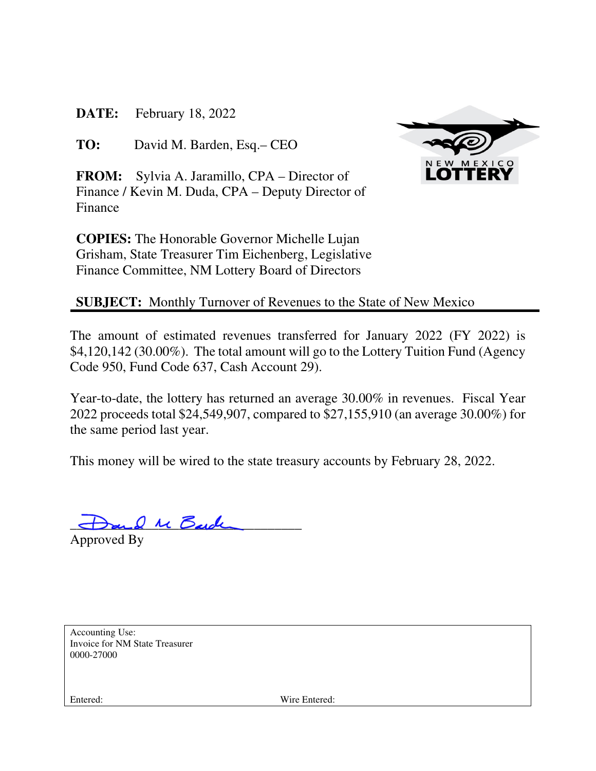**DATE:** February 18, 2022

**TO:** David M. Barden, Esq.– CEO

**FROM:** Sylvia A. Jaramillo, CPA – Director of Finance / Kevin M. Duda, CPA – Deputy Director of Finance

**COPIES:** The Honorable Governor Michelle Lujan Grisham, State Treasurer Tim Eichenberg, Legislative Finance Committee, NM Lottery Board of Directors

**SUBJECT:** Monthly Turnover of Revenues to the State of New Mexico

The amount of estimated revenues transferred for January 2022 (FY 2022) is $4,120,142 (30.00%). The total amount will go to the Lottery Tuition Fund (Agency Code 950, Fund Code 637, Cash Account 29).

Year-to-date, the lottery has returned an average 30.00% in revenues. Fiscal Year 2022 proceeds total $24,549,907, compared to $27,155,910 (an average 30.00%) for the same period last year.

This money will be wired to the state treasury accounts by February 28, 2022.

David M Barden

Approved By

Accounting Use:
Invoice for NM State Treasurer
0000-27000

Entered: Wire Entered: